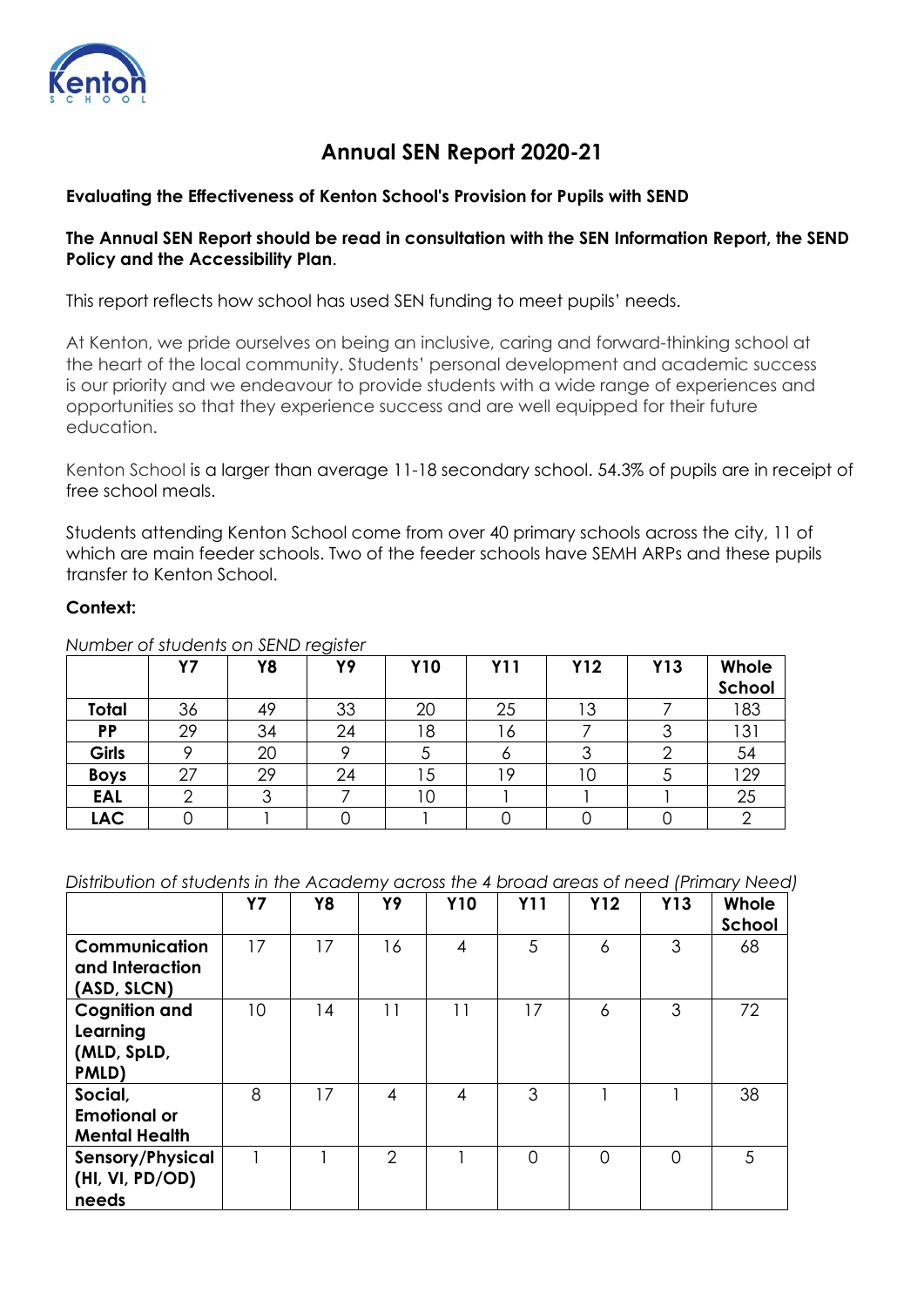# Annual SEN Report 2020-21

**Evaluating the Effectiveness of Kenton School's Provision for Pupils with SEND**

**The Annual SEN Report should be read in consultation with the SEN Information Report, the SEND Policy and the Accessibility Plan**.

This report reflects how school has used SEN funding to meet pupils' needs.

At Kenton, we pride ourselves on being an inclusive, caring and forward-thinking school at the heart of the local community. Students' personal development and academic success is our priority and we endeavour to provide students with a wide range of experiences and opportunities so that they experience success and are well equipped for their future education.

Kenton School is a larger than average 11-18 secondary school. 54.3% of pupils are in receipt of free school meals.

Students attending Kenton School come from over 40 primary schools across the city, 11 of which are main feeder schools. Two of the feeder schools have SEMH ARPs and these pupils transfer to Kenton School.

**Context:**

*Number of students on SEND register*

| | Y7 | Y8 | Y9 | Y10 | Y11 | Y12 | Y13 | Whole School |
|---|---|---|---|---|---|---|---|---|
| **Total** | 36 | 49 | 33 | 20 | 25 | 13 | 7 | 183 |
| **PP** | 29 | 34 | 24 | 18 | 16 | 7 | 3 | 131 |
| **Girls** | 9 | 20 | 9 | 5 | 6 | 3 | 2 | 54 |
| **Boys** | 27 | 29 | 24 | 15 | 19 | 10 | 5 | 129 |
| **EAL** | 2 | 3 | 7 | 10 | 1 | 1 | 1 | 25 |
| **LAC** | 0 | 1 | 0 | 1 | 0 | 0 | 0 | 2 |

*Distribution of students in the Academy across the 4 broad areas of need (Primary Need)*

| | Y7 | Y8 | Y9 | Y10 | Y11 | Y12 | Y13 | Whole School |
|---|---|---|---|---|---|---|---|---|
| **Communication and Interaction (ASD, SLCN)** | 17 | 17 | 16 | 4 | 5 | 6 | 3 | 68 |
| **Cognition and Learning (MLD, SpLD, PMLD)** | 10 | 14 | 11 | 11 | 17 | 6 | 3 | 72 |
| **Social, Emotional or Mental Health** | 8 | 17 | 4 | 4 | 3 | 1 | 1 | 38 |
| **Sensory/Physical (HI, VI, PD/OD) needs** | 1 | 1 | 2 | 1 | 0 | 0 | 0 | 5 |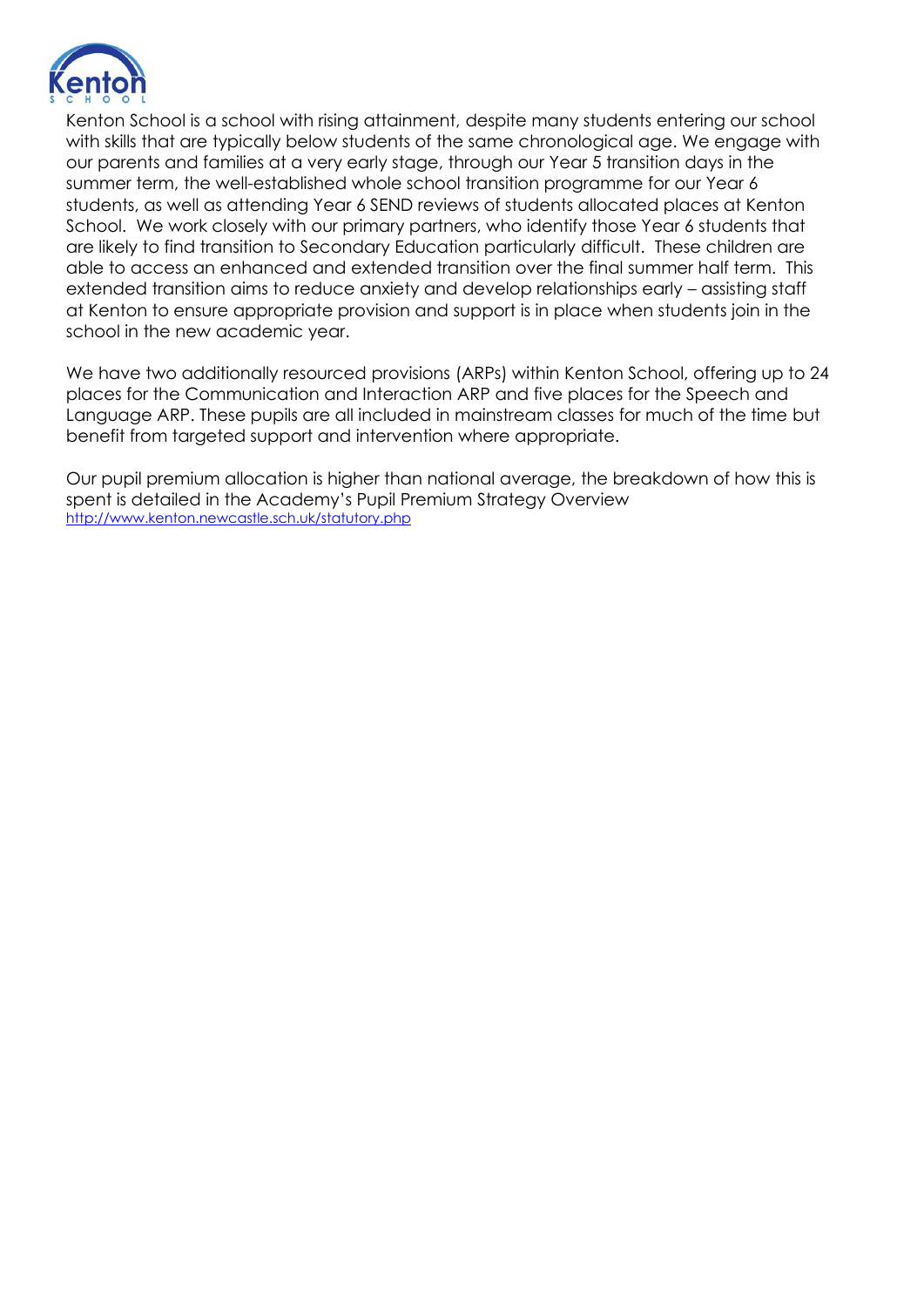Kenton School is a school with rising attainment, despite many students entering our school with skills that are typically below students of the same chronological age. We engage with our parents and families at a very early stage, through our Year 5 transition days in the summer term, the well-established whole school transition programme for our Year 6 students, as well as attending Year 6 SEND reviews of students allocated places at Kenton School. We work closely with our primary partners, who identify those Year 6 students that are likely to find transition to Secondary Education particularly difficult. These children are able to access an enhanced and extended transition over the final summer half term. This extended transition aims to reduce anxiety and develop relationships early – assisting staff at Kenton to ensure appropriate provision and support is in place when students join in the school in the new academic year.

We have two additionally resourced provisions (ARPs) within Kenton School, offering up to 24 places for the Communication and Interaction ARP and five places for the Speech and Language ARP. These pupils are all included in mainstream classes for much of the time but benefit from targeted support and intervention where appropriate.

Our pupil premium allocation is higher than national average, the breakdown of how this is spent is detailed in the Academy's Pupil Premium Strategy Overview http://www.kenton.newcastle.sch.uk/statutory.php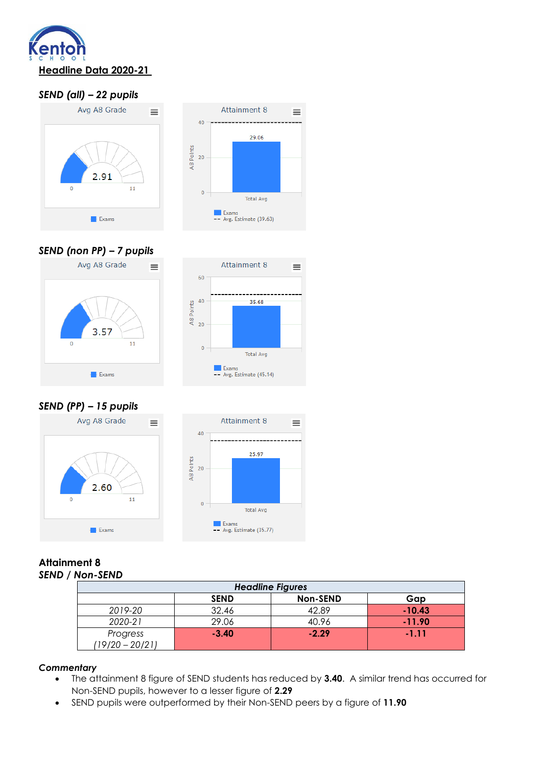## Headline Data 2020-21

### *SEND (all) – 22 pupils*

Avg A8 Grade

2.91

0 11

Exams

Attainment 8

40

29.06

A8 Points 20

0

Total Avg

Exams
Avg. Estimate (39.63)

### *SEND (non PP) – 7 pupils*

Avg A8 Grade

3.57

0 11

Exams

Attainment 8

60

40

35.68

A8 Points 20

0

Total Avg

Exams
Avg. Estimate (45.14)

### *SEND (PP) – 15 pupils*

Avg A8 Grade

2.60

0 11

Exams

Attainment 8

40

25.97

A8 Points 20

0

Total Avg

Exams
Avg. Estimate (35.77)

### Attainment 8
### *SEND / Non-SEND*

| ***Headline Figures*** | | | |
|---|---|---|---|
| | **SEND** | **Non-SEND** | **Gap** |
| *2019-20* | 32.46 | 42.89 | **-10.43** |
| *2020-21* | 29.06 | 40.96 | **-11.90** |
| *Progress (19/20 – 20/21)* | **-3.40** | **-2.29** | **-1.11** |

**_Commentary_**

- The attainment 8 figure of SEND students has reduced by **3.40**. A similar trend has occurred for Non-SEND pupils, however to a lesser figure of **2.29**
- SEND pupils were outperformed by their Non-SEND peers by a figure of **11.90**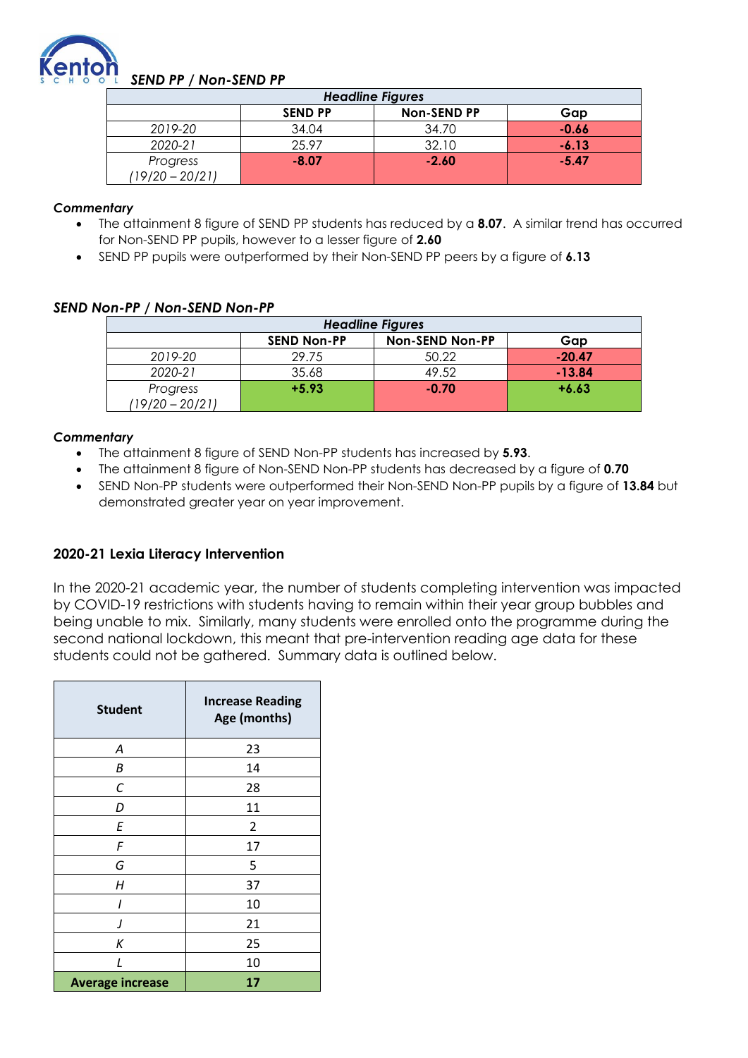### *SEND PP / Non-SEND PP*

| *Headline Figures* | | | |
|---|---|---|---|
| | **SEND PP** | **Non-SEND PP** | **Gap** |
| *2019-20* | 34.04 | 34.70 | **-0.66** |
| *2020-21* | 25.97 | 32.10 | **-6.13** |
| *Progress (19/20 – 20/21)* | **-8.07** | **-2.60** | **-5.47** |

***Commentary***

- The attainment 8 figure of SEND PP students has reduced by a **8.07**. A similar trend has occurred for Non-SEND PP pupils, however to a lesser figure of **2.60**
- SEND PP pupils were outperformed by their Non-SEND PP peers by a figure of **6.13**

### *SEND Non-PP / Non-SEND Non-PP*

| *Headline Figures* | | | |
|---|---|---|---|
| | **SEND Non-PP** | **Non-SEND Non-PP** | **Gap** |
| *2019-20* | 29.75 | 50.22 | **-20.47** |
| *2020-21* | 35.68 | 49.52 | **-13.84** |
| *Progress (19/20 – 20/21)* | **+5.93** | **-0.70** | **+6.63** |

***Commentary***

- The attainment 8 figure of SEND Non-PP students has increased by **5.93**.
- The attainment 8 figure of Non-SEND Non-PP students has decreased by a figure of **0.70**
- SEND Non-PP students were outperformed their Non-SEND Non-PP pupils by a figure of **13.84** but demonstrated greater year on year improvement.

## 2020-21 Lexia Literacy Intervention

In the 2020-21 academic year, the number of students completing intervention was impacted by COVID-19 restrictions with students having to remain within their year group bubbles and being unable to mix. Similarly, many students were enrolled onto the programme during the second national lockdown, this meant that pre-intervention reading age data for these students could not be gathered. Summary data is outlined below.

| **Student** | **Increase Reading Age (months)** |
|---|---|
| *A* | 23 |
| *B* | 14 |
| *C* | 28 |
| *D* | 11 |
| *E* | 2 |
| *F* | 17 |
| *G* | 5 |
| *H* | 37 |
| *I* | 10 |
| *J* | 21 |
| *K* | 25 |
| *L* | 10 |
| **Average increase** | **17** |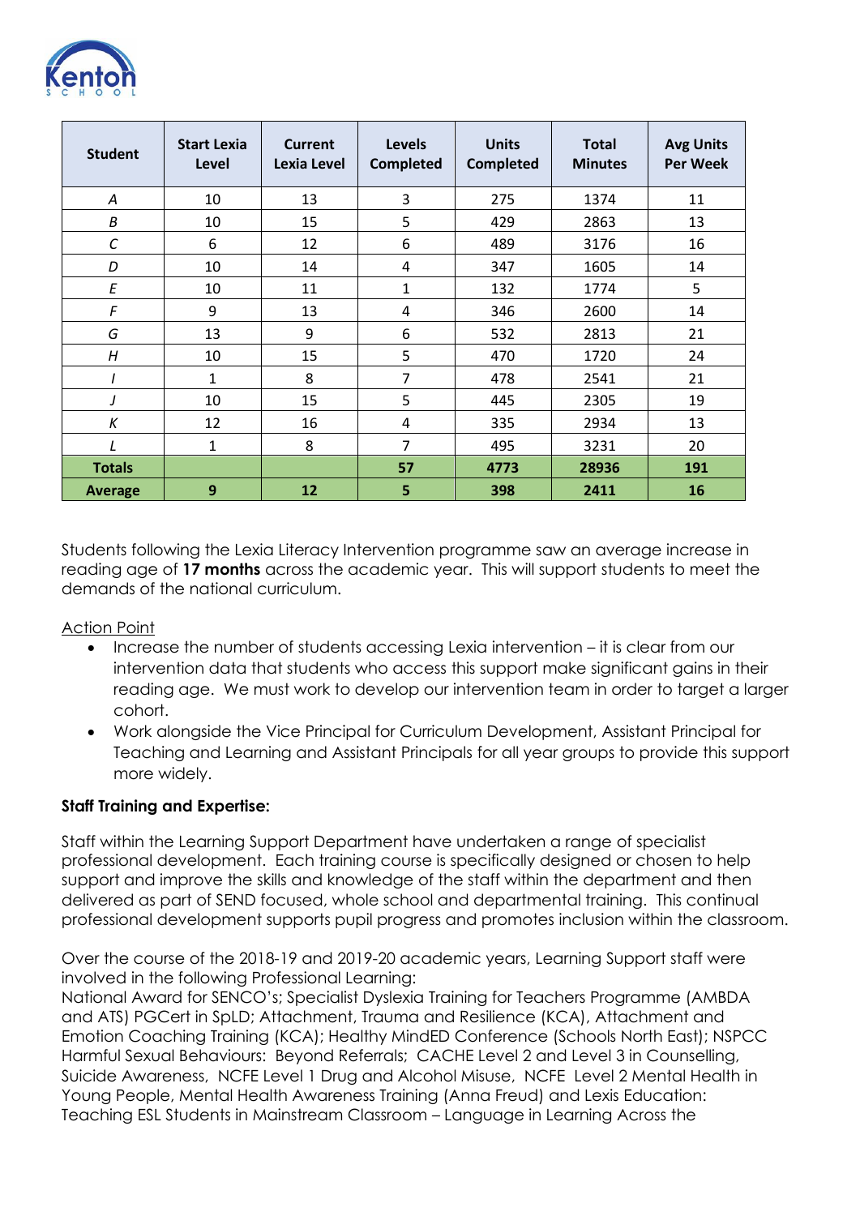| Student | Start Lexia Level | Current Lexia Level | Levels Completed | Units Completed | Total Minutes | Avg Units Per Week |
|---|---|---|---|---|---|---|
| *A* | 10 | 13 | 3 | 275 | 1374 | 11 |
| *B* | 10 | 15 | 5 | 429 | 2863 | 13 |
| *C* | 6 | 12 | 6 | 489 | 3176 | 16 |
| *D* | 10 | 14 | 4 | 347 | 1605 | 14 |
| *E* | 10 | 11 | 1 | 132 | 1774 | 5 |
| *F* | 9 | 13 | 4 | 346 | 2600 | 14 |
| *G* | 13 | 9 | 6 | 532 | 2813 | 21 |
| *H* | 10 | 15 | 5 | 470 | 1720 | 24 |
| *I* | 1 | 8 | 7 | 478 | 2541 | 21 |
| *J* | 10 | 15 | 5 | 445 | 2305 | 19 |
| *K* | 12 | 16 | 4 | 335 | 2934 | 13 |
| *L* | 1 | 8 | 7 | 495 | 3231 | 20 |
| **Totals** | | | **57** | **4773** | **28936** | **191** |
| **Average** | **9** | **12** | **5** | **398** | **2411** | **16** |

Students following the Lexia Literacy Intervention programme saw an average increase in reading age of **17 months** across the academic year. This will support students to meet the demands of the national curriculum.

Action Point

- Increase the number of students accessing Lexia intervention – it is clear from our intervention data that students who access this support make significant gains in their reading age. We must work to develop our intervention team in order to target a larger cohort.
- Work alongside the Vice Principal for Curriculum Development, Assistant Principal for Teaching and Learning and Assistant Principals for all year groups to provide this support more widely.

**Staff Training and Expertise:**

Staff within the Learning Support Department have undertaken a range of specialist professional development. Each training course is specifically designed or chosen to help support and improve the skills and knowledge of the staff within the department and then delivered as part of SEND focused, whole school and departmental training. This continual professional development supports pupil progress and promotes inclusion within the classroom.

Over the course of the 2018-19 and 2019-20 academic years, Learning Support staff were involved in the following Professional Learning:
National Award for SENCO's; Specialist Dyslexia Training for Teachers Programme (AMBDA and ATS) PGCert in SpLD; Attachment, Trauma and Resilience (KCA), Attachment and Emotion Coaching Training (KCA); Healthy MindED Conference (Schools North East); NSPCC Harmful Sexual Behaviours: Beyond Referrals; CACHE Level 2 and Level 3 in Counselling, Suicide Awareness, NCFE Level 1 Drug and Alcohol Misuse, NCFE Level 2 Mental Health in Young People, Mental Health Awareness Training (Anna Freud) and Lexis Education: Teaching ESL Students in Mainstream Classroom – Language in Learning Across the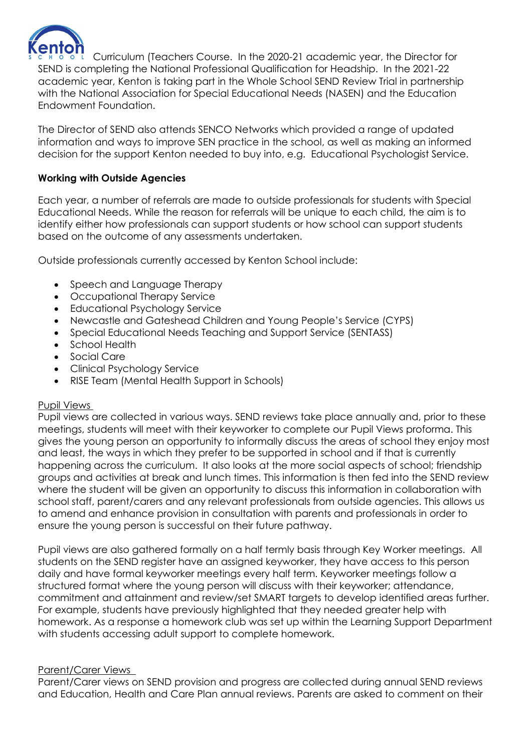Curriculum (Teachers Course. In the 2020-21 academic year, the Director for SEND is completing the National Professional Qualification for Headship. In the 2021-22 academic year, Kenton is taking part in the Whole School SEND Review Trial in partnership with the National Association for Special Educational Needs (NASEN) and the Education Endowment Foundation.

The Director of SEND also attends SENCO Networks which provided a range of updated information and ways to improve SEN practice in the school, as well as making an informed decision for the support Kenton needed to buy into, e.g. Educational Psychologist Service.

**Working with Outside Agencies**

Each year, a number of referrals are made to outside professionals for students with Special Educational Needs. While the reason for referrals will be unique to each child, the aim is to identify either how professionals can support students or how school can support students based on the outcome of any assessments undertaken.

Outside professionals currently accessed by Kenton School include:

- Speech and Language Therapy
- Occupational Therapy Service
- Educational Psychology Service
- Newcastle and Gateshead Children and Young People's Service (CYPS)
- Special Educational Needs Teaching and Support Service (SENTASS)
- School Health
- Social Care
- Clinical Psychology Service
- RISE Team (Mental Health Support in Schools)

Pupil Views

Pupil views are collected in various ways. SEND reviews take place annually and, prior to these meetings, students will meet with their keyworker to complete our Pupil Views proforma. This gives the young person an opportunity to informally discuss the areas of school they enjoy most and least, the ways in which they prefer to be supported in school and if that is currently happening across the curriculum. It also looks at the more social aspects of school; friendship groups and activities at break and lunch times. This information is then fed into the SEND review where the student will be given an opportunity to discuss this information in collaboration with school staff, parent/carers and any relevant professionals from outside agencies. This allows us to amend and enhance provision in consultation with parents and professionals in order to ensure the young person is successful on their future pathway.

Pupil views are also gathered formally on a half termly basis through Key Worker meetings. All students on the SEND register have an assigned keyworker, they have access to this person daily and have formal keyworker meetings every half term. Keyworker meetings follow a structured format where the young person will discuss with their keyworker; attendance, commitment and attainment and review/set SMART targets to develop identified areas further. For example, students have previously highlighted that they needed greater help with homework. As a response a homework club was set up within the Learning Support Department with students accessing adult support to complete homework.

Parent/Carer Views

Parent/Carer views on SEND provision and progress are collected during annual SEND reviews and Education, Health and Care Plan annual reviews. Parents are asked to comment on their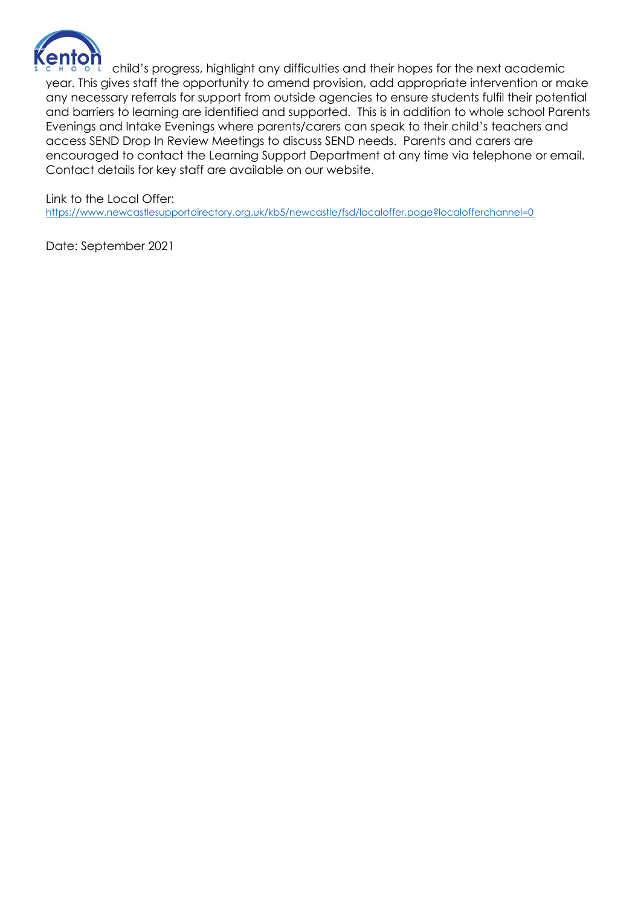child's progress, highlight any difficulties and their hopes for the next academic year. This gives staff the opportunity to amend provision, add appropriate intervention or make any necessary referrals for support from outside agencies to ensure students fulfil their potential and barriers to learning are identified and supported. This is in addition to whole school Parents Evenings and Intake Evenings where parents/carers can speak to their child's teachers and access SEND Drop In Review Meetings to discuss SEND needs. Parents and carers are encouraged to contact the Learning Support Department at any time via telephone or email. Contact details for key staff are available on our website.

Link to the Local Offer:
https://www.newcastlesupportdirectory.org.uk/kb5/newcastle/fsd/localoffer.page?localofferchannel=0

Date: September 2021